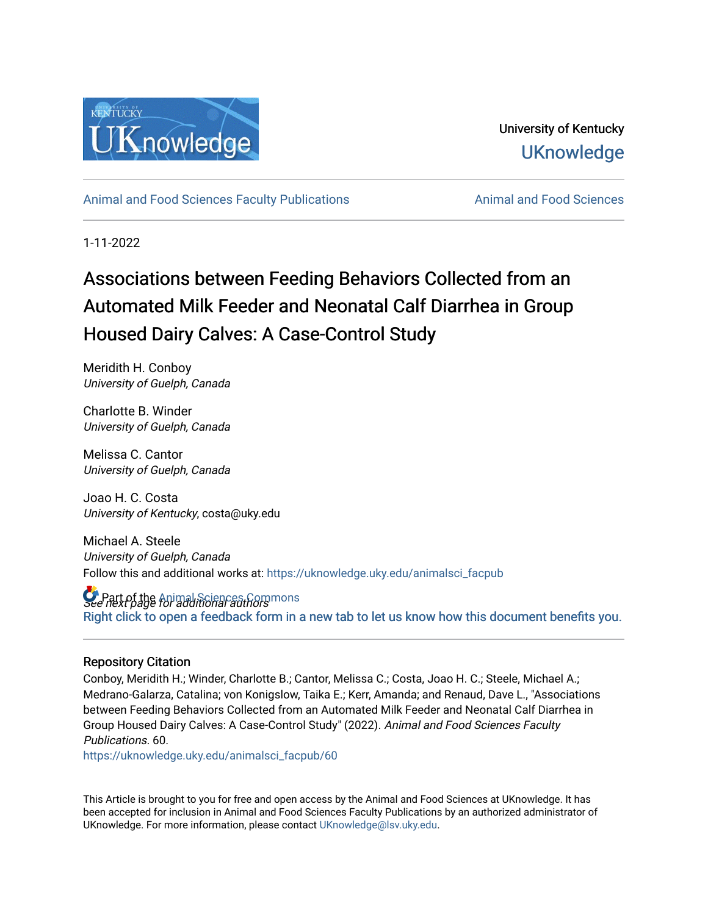University of Kentucky

UKnowledge

Animal and Food Sciences Faculty Publications

Animal and Food Sciences

1-11-2022

# Associations between Feeding Behaviors Collected from an Automated Milk Feeder and Neonatal Calf Diarrhea in Group Housed Dairy Calves: A Case-Control Study

Meridith H. Conboy
*University of Guelph, Canada*

Charlotte B. Winder
*University of Guelph, Canada*

Melissa C. Cantor
*University of Guelph, Canada*

Joao H. C. Costa
*University of Kentucky*, costa@uky.edu

Michael A. Steele
*University of Guelph, Canada*

*See next page for additional authors*

Follow this and additional works at: https://uknowledge.uky.edu/animalsci_facpub

Part of the Animal Sciences Commons

Right click to open a feedback form in a new tab to let us know how this document benefits you.

## Repository Citation

Conboy, Meridith H.; Winder, Charlotte B.; Cantor, Melissa C.; Costa, Joao H. C.; Steele, Michael A.; Medrano-Galarza, Catalina; von Konigslow, Taika E.; Kerr, Amanda; and Renaud, Dave L., "Associations between Feeding Behaviors Collected from an Automated Milk Feeder and Neonatal Calf Diarrhea in Group Housed Dairy Calves: A Case-Control Study" (2022). *Animal and Food Sciences Faculty Publications*. 60.
https://uknowledge.uky.edu/animalsci_facpub/60

This Article is brought to you for free and open access by the Animal and Food Sciences at UKnowledge. It has been accepted for inclusion in Animal and Food Sciences Faculty Publications by an authorized administrator of UKnowledge. For more information, please contact UKnowledge@lsv.uky.edu.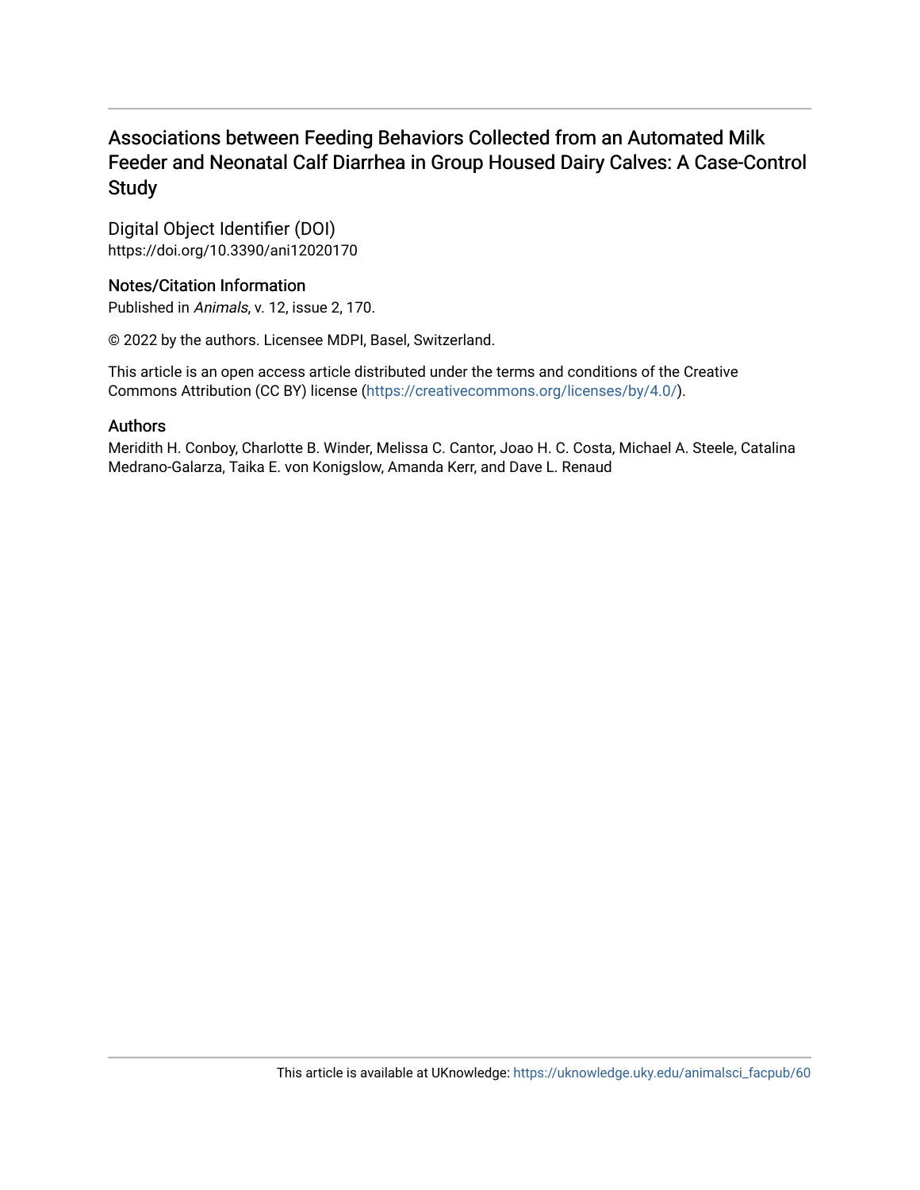# Associations between Feeding Behaviors Collected from an Automated Milk Feeder and Neonatal Calf Diarrhea in Group Housed Dairy Calves: A Case-Control Study

## Digital Object Identifier (DOI)

https://doi.org/10.3390/ani12020170

## Notes/Citation Information

Published in *Animals*, v. 12, issue 2, 170.

© 2022 by the authors. Licensee MDPI, Basel, Switzerland.

This article is an open access article distributed under the terms and conditions of the Creative Commons Attribution (CC BY) license (https://creativecommons.org/licenses/by/4.0/).

## Authors

Meridith H. Conboy, Charlotte B. Winder, Melissa C. Cantor, Joao H. C. Costa, Michael A. Steele, Catalina Medrano-Galarza, Taika E. von Konigslow, Amanda Kerr, and Dave L. Renaud

This article is available at UKnowledge: https://uknowledge.uky.edu/animalsci_facpub/60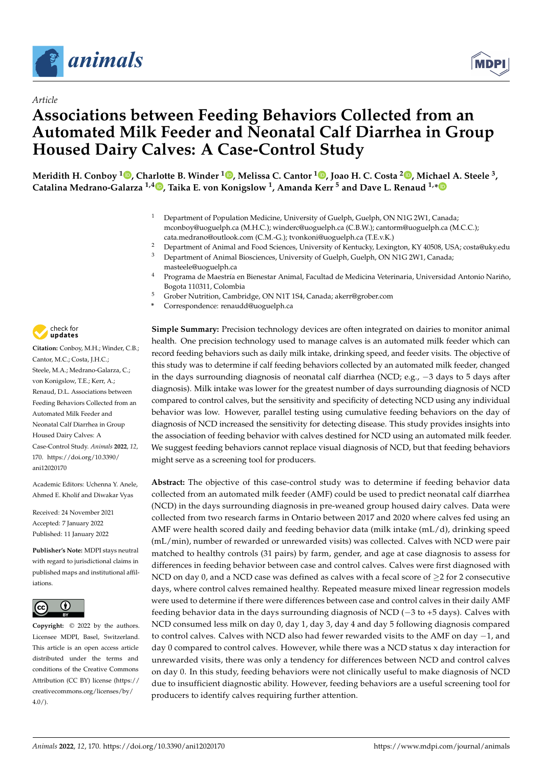# Article

# Associations between Feeding Behaviors Collected from an Automated Milk Feeder and Neonatal Calf Diarrhea in Group Housed Dairy Calves: A Case-Control Study

**Meridith H. Conboy [1], Charlotte B. Winder [1], Melissa C. Cantor [1], Joao H. C. Costa [2], Michael A. Steele [3], Catalina Medrano-Galarza [1,4], Taika E. von Konigslow [1], Amanda Kerr [5] and Dave L. Renaud [1,*]**

[1] Department of Population Medicine, University of Guelph, Guelph, ON N1G 2W1, Canada; mconboy@uoguelph.ca (M.H.C.); winderc@uoguelph.ca (C.B.W.); cantorm@uoguelph.ca (M.C.C.); cata.medrano@outlook.com (C.M.-G.); tvonkoni@uoguelph.ca (T.E.v.K.)

[2] Department of Animal and Food Sciences, University of Kentucky, Lexington, KY 40508, USA; costa@uky.edu

[3] Department of Animal Biosciences, University of Guelph, Guelph, ON N1G 2W1, Canada; masteele@uoguelph.ca

[4] Programa de Maestría en Bienestar Animal, Facultad de Medicina Veterinaria, Universidad Antonio Nariño, Bogota 110311, Colombia

[5] Grober Nutrition, Cambridge, ON N1T 1S4, Canada; akerr@grober.com

[*] Correspondence: renaudd@uoguelph.ca

**Citation:** Conboy, M.H.; Winder, C.B.; Cantor, M.C.; Costa, J.H.C.; Steele, M.A.; Medrano-Galarza, C.; von Konigslow, T.E.; Kerr, A.; Renaud, D.L. Associations between Feeding Behaviors Collected from an Automated Milk Feeder and Neonatal Calf Diarrhea in Group Housed Dairy Calves: A Case-Control Study. *Animals* **2022**, *12*, 170. https://doi.org/10.3390/ani12020170

Academic Editors: Uchenna Y. Anele, Ahmed E. Kholif and Diwakar Vyas

Received: 24 November 2021
Accepted: 7 January 2022
Published: 11 January 2022

**Publisher's Note:** MDPI stays neutral with regard to jurisdictional claims in published maps and institutional affiliations.

**Copyright:** © 2022 by the authors. Licensee MDPI, Basel, Switzerland. This article is an open access article distributed under the terms and conditions of the Creative Commons Attribution (CC BY) license (https://creativecommons.org/licenses/by/4.0/).

**Simple Summary:** Precision technology devices are often integrated on dairies to monitor animal health. One precision technology used to manage calves is an automated milk feeder which can record feeding behaviors such as daily milk intake, drinking speed, and feeder visits. The objective of this study was to determine if calf feeding behaviors collected by an automated milk feeder, changed in the days surrounding diagnosis of neonatal calf diarrhea (NCD; e.g., −3 days to 5 days after diagnosis). Milk intake was lower for the greatest number of days surrounding diagnosis of NCD compared to control calves, but the sensitivity and specificity of detecting NCD using any individual behavior was low. However, parallel testing using cumulative feeding behaviors on the day of diagnosis of NCD increased the sensitivity for detecting disease. This study provides insights into the association of feeding behavior with calves destined for NCD using an automated milk feeder. We suggest feeding behaviors cannot replace visual diagnosis of NCD, but that feeding behaviors might serve as a screening tool for producers.

**Abstract:** The objective of this case-control study was to determine if feeding behavior data collected from an automated milk feeder (AMF) could be used to predict neonatal calf diarrhea (NCD) in the days surrounding diagnosis in pre-weaned group housed dairy calves. Data were collected from two research farms in Ontario between 2017 and 2020 where calves fed using an AMF were health scored daily and feeding behavior data (milk intake (mL/d), drinking speed (mL/min), number of rewarded or unrewarded visits) was collected. Calves with NCD were pair matched to healthy controls (31 pairs) by farm, gender, and age at case diagnosis to assess for differences in feeding behavior between case and control calves. Calves were first diagnosed with NCD on day 0, and a NCD case was defined as calves with a fecal score of ≥2 for 2 consecutive days, where control calves remained healthy. Repeated measure mixed linear regression models were used to determine if there were differences between case and control calves in their daily AMF feeding behavior data in the days surrounding diagnosis of NCD (−3 to +5 days). Calves with NCD consumed less milk on day 0, day 1, day 3, day 4 and day 5 following diagnosis compared to control calves. Calves with NCD also had fewer rewarded visits to the AMF on day −1, and day 0 compared to control calves. However, while there was a NCD status x day interaction for unrewarded visits, there was only a tendency for differences between NCD and control calves on day 0. In this study, feeding behaviors were not clinically useful to make diagnosis of NCD due to insufficient diagnostic ability. However, feeding behaviors are a useful screening tool for producers to identify calves requiring further attention.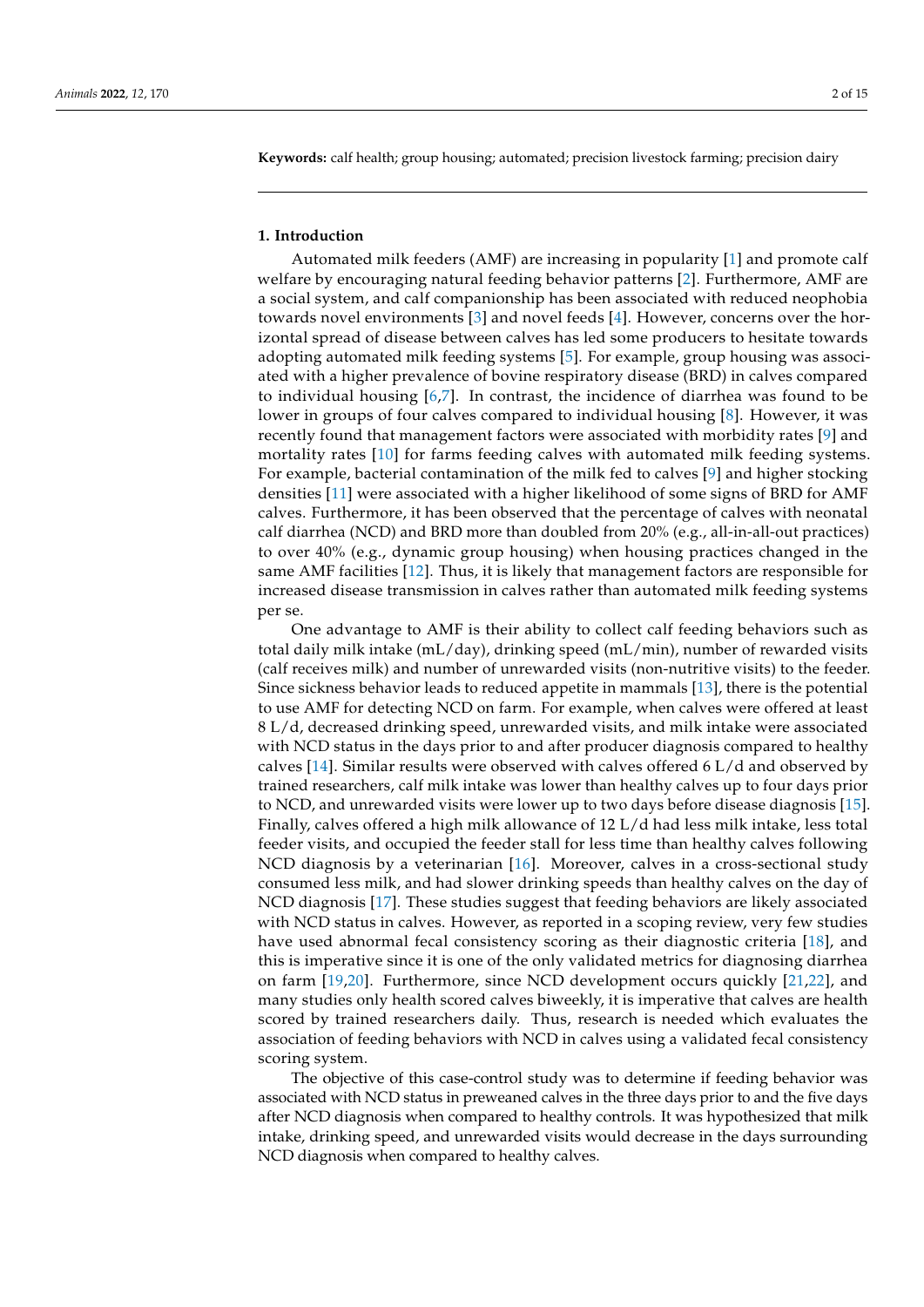**Keywords:** calf health; group housing; automated; precision livestock farming; precision dairy

## 1. Introduction

Automated milk feeders (AMF) are increasing in popularity [1] and promote calf welfare by encouraging natural feeding behavior patterns [2]. Furthermore, AMF are a social system, and calf companionship has been associated with reduced neophobia towards novel environments [3] and novel feeds [4]. However, concerns over the horizontal spread of disease between calves has led some producers to hesitate towards adopting automated milk feeding systems [5]. For example, group housing was associated with a higher prevalence of bovine respiratory disease (BRD) in calves compared to individual housing [6,7]. In contrast, the incidence of diarrhea was found to be lower in groups of four calves compared to individual housing [8]. However, it was recently found that management factors were associated with morbidity rates [9] and mortality rates [10] for farms feeding calves with automated milk feeding systems. For example, bacterial contamination of the milk fed to calves [9] and higher stocking densities [11] were associated with a higher likelihood of some signs of BRD for AMF calves. Furthermore, it has been observed that the percentage of calves with neonatal calf diarrhea (NCD) and BRD more than doubled from 20% (e.g., all-in-all-out practices) to over 40% (e.g., dynamic group housing) when housing practices changed in the same AMF facilities [12]. Thus, it is likely that management factors are responsible for increased disease transmission in calves rather than automated milk feeding systems per se.

One advantage to AMF is their ability to collect calf feeding behaviors such as total daily milk intake (mL/day), drinking speed (mL/min), number of rewarded visits (calf receives milk) and number of unrewarded visits (non-nutritive visits) to the feeder. Since sickness behavior leads to reduced appetite in mammals [13], there is the potential to use AMF for detecting NCD on farm. For example, when calves were offered at least 8 L/d, decreased drinking speed, unrewarded visits, and milk intake were associated with NCD status in the days prior to and after producer diagnosis compared to healthy calves [14]. Similar results were observed with calves offered 6 L/d and observed by trained researchers, calf milk intake was lower than healthy calves up to four days prior to NCD, and unrewarded visits were lower up to two days before disease diagnosis [15]. Finally, calves offered a high milk allowance of 12 L/d had less milk intake, less total feeder visits, and occupied the feeder stall for less time than healthy calves following NCD diagnosis by a veterinarian [16]. Moreover, calves in a cross-sectional study consumed less milk, and had slower drinking speeds than healthy calves on the day of NCD diagnosis [17]. These studies suggest that feeding behaviors are likely associated with NCD status in calves. However, as reported in a scoping review, very few studies have used abnormal fecal consistency scoring as their diagnostic criteria [18], and this is imperative since it is one of the only validated metrics for diagnosing diarrhea on farm [19,20]. Furthermore, since NCD development occurs quickly [21,22], and many studies only health scored calves biweekly, it is imperative that calves are health scored by trained researchers daily. Thus, research is needed which evaluates the association of feeding behaviors with NCD in calves using a validated fecal consistency scoring system.

The objective of this case-control study was to determine if feeding behavior was associated with NCD status in preweaned calves in the three days prior to and the five days after NCD diagnosis when compared to healthy controls. It was hypothesized that milk intake, drinking speed, and unrewarded visits would decrease in the days surrounding NCD diagnosis when compared to healthy calves.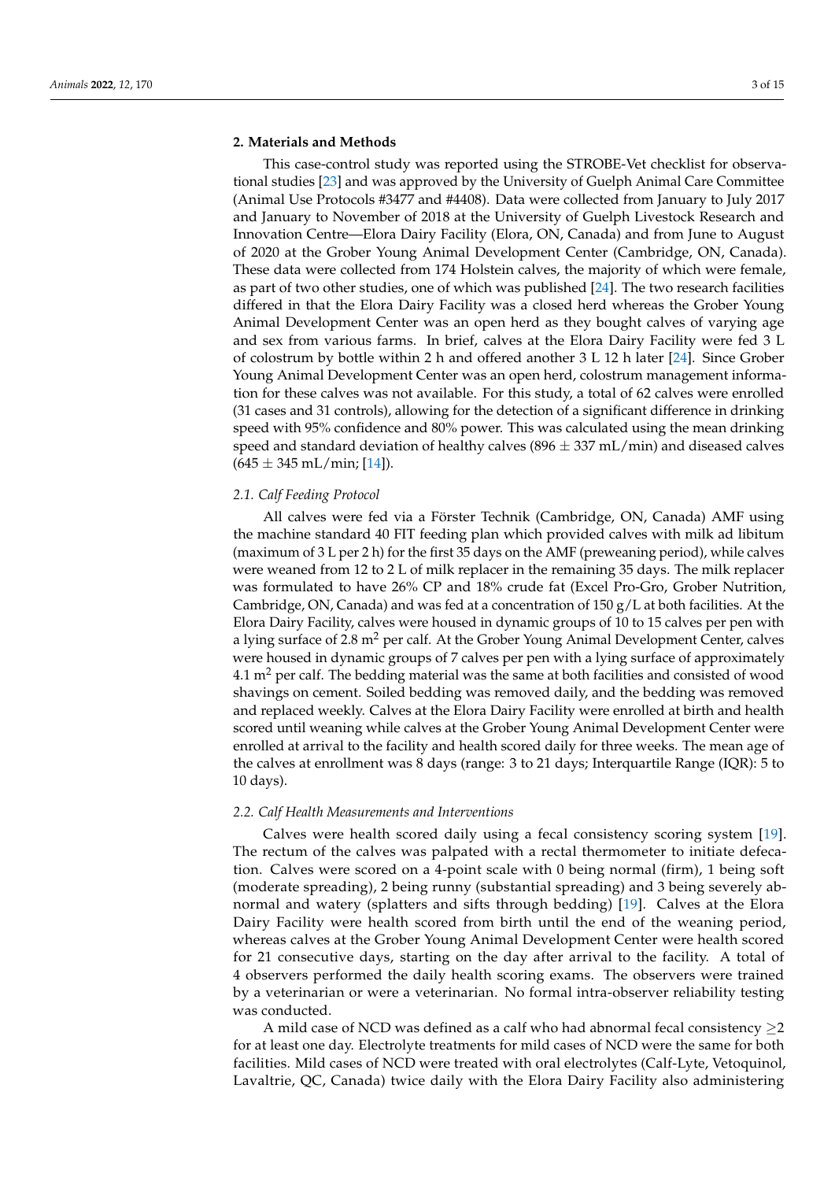## 2. Materials and Methods

This case-control study was reported using the STROBE-Vet checklist for observational studies [23] and was approved by the University of Guelph Animal Care Committee (Animal Use Protocols #3477 and #4408). Data were collected from January to July 2017 and January to November of 2018 at the University of Guelph Livestock Research and Innovation Centre—Elora Dairy Facility (Elora, ON, Canada) and from June to August of 2020 at the Grober Young Animal Development Center (Cambridge, ON, Canada). These data were collected from 174 Holstein calves, the majority of which were female, as part of two other studies, one of which was published [24]. The two research facilities differed in that the Elora Dairy Facility was a closed herd whereas the Grober Young Animal Development Center was an open herd as they bought calves of varying age and sex from various farms. In brief, calves at the Elora Dairy Facility were fed 3 L of colostrum by bottle within 2 h and offered another 3 L 12 h later [24]. Since Grober Young Animal Development Center was an open herd, colostrum management information for these calves was not available. For this study, a total of 62 calves were enrolled (31 cases and 31 controls), allowing for the detection of a significant difference in drinking speed with 95% confidence and 80% power. This was calculated using the mean drinking speed and standard deviation of healthy calves (896 ± 337 mL/min) and diseased calves (645 ± 345 mL/min; [14]).

### 2.1. Calf Feeding Protocol

All calves were fed via a Förster Technik (Cambridge, ON, Canada) AMF using the machine standard 40 FIT feeding plan which provided calves with milk ad libitum (maximum of 3 L per 2 h) for the first 35 days on the AMF (preweaning period), while calves were weaned from 12 to 2 L of milk replacer in the remaining 35 days. The milk replacer was formulated to have 26% CP and 18% crude fat (Excel Pro-Gro, Grober Nutrition, Cambridge, ON, Canada) and was fed at a concentration of 150 g/L at both facilities. At the Elora Dairy Facility, calves were housed in dynamic groups of 10 to 15 calves per pen with a lying surface of 2.8 $m^2$ per calf. At the Grober Young Animal Development Center, calves were housed in dynamic groups of 7 calves per pen with a lying surface of approximately 4.1 $m^2$ per calf. The bedding material was the same at both facilities and consisted of wood shavings on cement. Soiled bedding was removed daily, and the bedding was removed and replaced weekly. Calves at the Elora Dairy Facility were enrolled at birth and health scored until weaning while calves at the Grober Young Animal Development Center were enrolled at arrival to the facility and health scored daily for three weeks. The mean age of the calves at enrollment was 8 days (range: 3 to 21 days; Interquartile Range (IQR): 5 to 10 days).

### 2.2. Calf Health Measurements and Interventions

Calves were health scored daily using a fecal consistency scoring system [19]. The rectum of the calves was palpated with a rectal thermometer to initiate defecation. Calves were scored on a 4-point scale with 0 being normal (firm), 1 being soft (moderate spreading), 2 being runny (substantial spreading) and 3 being severely abnormal and watery (splatters and sifts through bedding) [19]. Calves at the Elora Dairy Facility were health scored from birth until the end of the weaning period, whereas calves at the Grober Young Animal Development Center were health scored for 21 consecutive days, starting on the day after arrival to the facility. A total of 4 observers performed the daily health scoring exams. The observers were trained by a veterinarian or were a veterinarian. No formal intra-observer reliability testing was conducted.

A mild case of NCD was defined as a calf who had abnormal fecal consistency ≥2 for at least one day. Electrolyte treatments for mild cases of NCD were the same for both facilities. Mild cases of NCD were treated with oral electrolytes (Calf-Lyte, Vetoquinol, Lavaltrie, QC, Canada) twice daily with the Elora Dairy Facility also administering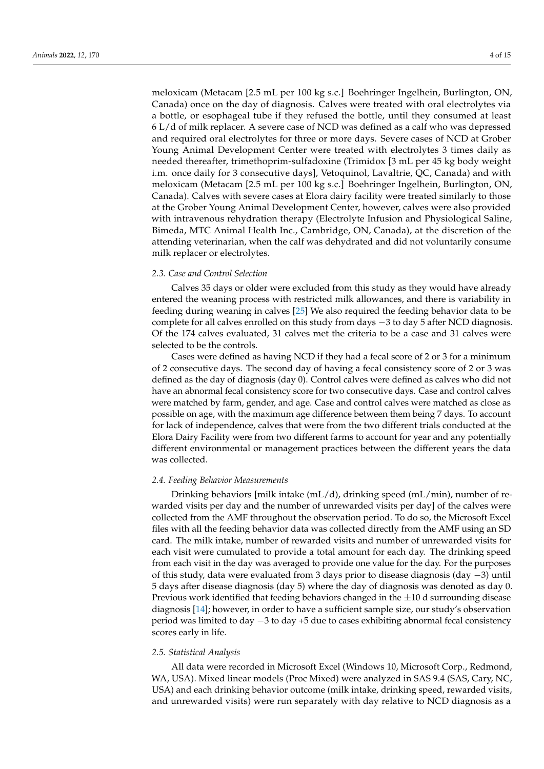meloxicam (Metacam [2.5 mL per 100 kg s.c.] Boehringer Ingelhein, Burlington, ON, Canada) once on the day of diagnosis. Calves were treated with oral electrolytes via a bottle, or esophageal tube if they refused the bottle, until they consumed at least 6 L/d of milk replacer. A severe case of NCD was defined as a calf who was depressed and required oral electrolytes for three or more days. Severe cases of NCD at Grober Young Animal Development Center were treated with electrolytes 3 times daily as needed thereafter, trimethoprim-sulfadoxine (Trimidox [3 mL per 45 kg body weight i.m. once daily for 3 consecutive days], Vetoquinol, Lavaltrie, QC, Canada) and with meloxicam (Metacam [2.5 mL per 100 kg s.c.] Boehringer Ingelhein, Burlington, ON, Canada). Calves with severe cases at Elora dairy facility were treated similarly to those at the Grober Young Animal Development Center, however, calves were also provided with intravenous rehydration therapy (Electrolyte Infusion and Physiological Saline, Bimeda, MTC Animal Health Inc., Cambridge, ON, Canada), at the discretion of the attending veterinarian, when the calf was dehydrated and did not voluntarily consume milk replacer or electrolytes.

### 2.3. Case and Control Selection

Calves 35 days or older were excluded from this study as they would have already entered the weaning process with restricted milk allowances, and there is variability in feeding during weaning in calves [25] We also required the feeding behavior data to be complete for all calves enrolled on this study from days −3 to day 5 after NCD diagnosis. Of the 174 calves evaluated, 31 calves met the criteria to be a case and 31 calves were selected to be the controls.

Cases were defined as having NCD if they had a fecal score of 2 or 3 for a minimum of 2 consecutive days. The second day of having a fecal consistency score of 2 or 3 was defined as the day of diagnosis (day 0). Control calves were defined as calves who did not have an abnormal fecal consistency score for two consecutive days. Case and control calves were matched by farm, gender, and age. Case and control calves were matched as close as possible on age, with the maximum age difference between them being 7 days. To account for lack of independence, calves that were from the two different trials conducted at the Elora Dairy Facility were from two different farms to account for year and any potentially different environmental or management practices between the different years the data was collected.

### 2.4. Feeding Behavior Measurements

Drinking behaviors [milk intake (mL/d), drinking speed (mL/min), number of rewarded visits per day and the number of unrewarded visits per day] of the calves were collected from the AMF throughout the observation period. To do so, the Microsoft Excel files with all the feeding behavior data was collected directly from the AMF using an SD card. The milk intake, number of rewarded visits and number of unrewarded visits for each visit were cumulated to provide a total amount for each day. The drinking speed from each visit in the day was averaged to provide one value for the day. For the purposes of this study, data were evaluated from 3 days prior to disease diagnosis (day −3) until 5 days after disease diagnosis (day 5) where the day of diagnosis was denoted as day 0. Previous work identified that feeding behaviors changed in the ±10 d surrounding disease diagnosis [14]; however, in order to have a sufficient sample size, our study's observation period was limited to day −3 to day +5 due to cases exhibiting abnormal fecal consistency scores early in life.

### 2.5. Statistical Analysis

All data were recorded in Microsoft Excel (Windows 10, Microsoft Corp., Redmond, WA, USA). Mixed linear models (Proc Mixed) were analyzed in SAS 9.4 (SAS, Cary, NC, USA) and each drinking behavior outcome (milk intake, drinking speed, rewarded visits, and unrewarded visits) were run separately with day relative to NCD diagnosis as a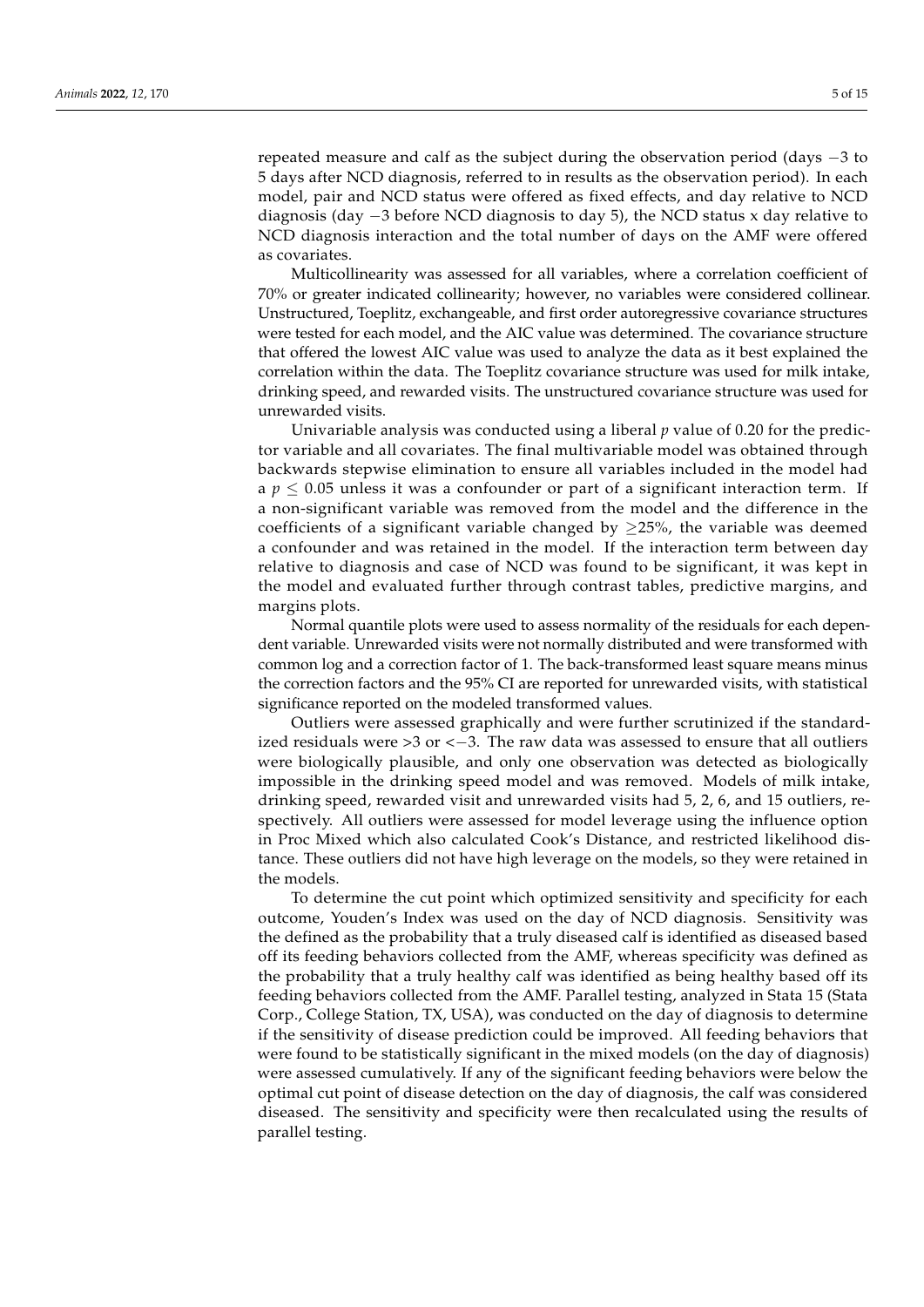repeated measure and calf as the subject during the observation period (days −3 to 5 days after NCD diagnosis, referred to in results as the observation period). In each model, pair and NCD status were offered as fixed effects, and day relative to NCD diagnosis (day −3 before NCD diagnosis to day 5), the NCD status x day relative to NCD diagnosis interaction and the total number of days on the AMF were offered as covariates.

Multicollinearity was assessed for all variables, where a correlation coefficient of 70% or greater indicated collinearity; however, no variables were considered collinear. Unstructured, Toeplitz, exchangeable, and first order autoregressive covariance structures were tested for each model, and the AIC value was determined. The covariance structure that offered the lowest AIC value was used to analyze the data as it best explained the correlation within the data. The Toeplitz covariance structure was used for milk intake, drinking speed, and rewarded visits. The unstructured covariance structure was used for unrewarded visits.

Univariable analysis was conducted using a liberal $p$ value of 0.20 for the predictor variable and all covariates. The final multivariable model was obtained through backwards stepwise elimination to ensure all variables included in the model had a $p \leq 0.05$ unless it was a confounder or part of a significant interaction term. If a non-significant variable was removed from the model and the difference in the coefficients of a significant variable changed by $\geq$25%, the variable was deemed a confounder and was retained in the model. If the interaction term between day relative to diagnosis and case of NCD was found to be significant, it was kept in the model and evaluated further through contrast tables, predictive margins, and margins plots.

Normal quantile plots were used to assess normality of the residuals for each dependent variable. Unrewarded visits were not normally distributed and were transformed with common log and a correction factor of 1. The back-transformed least square means minus the correction factors and the 95% CI are reported for unrewarded visits, with statistical significance reported on the modeled transformed values.

Outliers were assessed graphically and were further scrutinized if the standardized residuals were >3 or <−3. The raw data was assessed to ensure that all outliers were biologically plausible, and only one observation was detected as biologically impossible in the drinking speed model and was removed. Models of milk intake, drinking speed, rewarded visit and unrewarded visits had 5, 2, 6, and 15 outliers, respectively. All outliers were assessed for model leverage using the influence option in Proc Mixed which also calculated Cook's Distance, and restricted likelihood distance. These outliers did not have high leverage on the models, so they were retained in the models.

To determine the cut point which optimized sensitivity and specificity for each outcome, Youden's Index was used on the day of NCD diagnosis. Sensitivity was the defined as the probability that a truly diseased calf is identified as diseased based off its feeding behaviors collected from the AMF, whereas specificity was defined as the probability that a truly healthy calf was identified as being healthy based off its feeding behaviors collected from the AMF. Parallel testing, analyzed in Stata 15 (Stata Corp., College Station, TX, USA), was conducted on the day of diagnosis to determine if the sensitivity of disease prediction could be improved. All feeding behaviors that were found to be statistically significant in the mixed models (on the day of diagnosis) were assessed cumulatively. If any of the significant feeding behaviors were below the optimal cut point of disease detection on the day of diagnosis, the calf was considered diseased. The sensitivity and specificity were then recalculated using the results of parallel testing.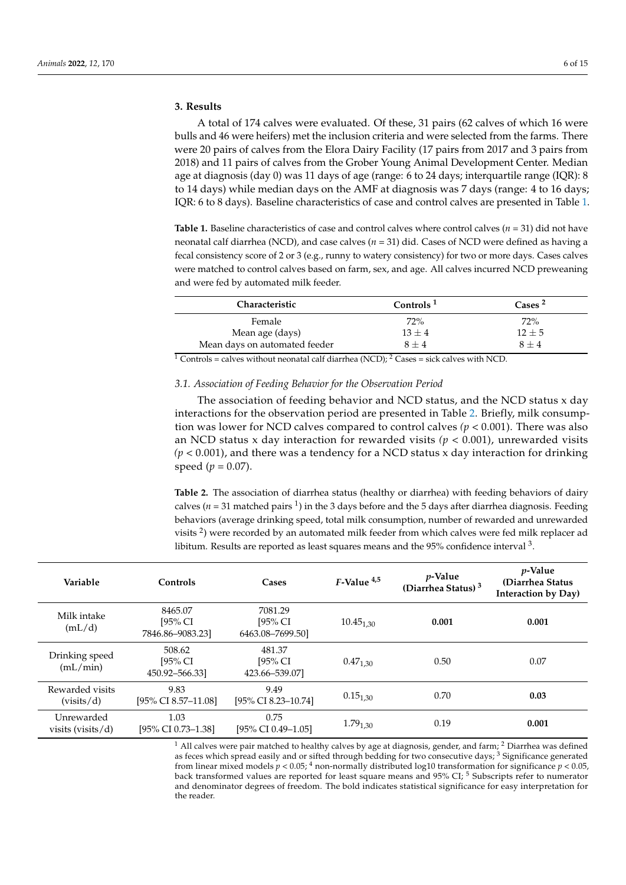## 3. Results

A total of 174 calves were evaluated. Of these, 31 pairs (62 calves of which 16 were bulls and 46 were heifers) met the inclusion criteria and were selected from the farms. There were 20 pairs of calves from the Elora Dairy Facility (17 pairs from 2017 and 3 pairs from 2018) and 11 pairs of calves from the Grober Young Animal Development Center. Median age at diagnosis (day 0) was 11 days of age (range: 6 to 24 days; interquartile range (IQR): 8 to 14 days) while median days on the AMF at diagnosis was 7 days (range: 4 to 16 days; IQR: 6 to 8 days). Baseline characteristics of case and control calves are presented in Table 1.

**Table 1.** Baseline characteristics of case and control calves where control calves ($n$ = 31) did not have neonatal calf diarrhea (NCD), and case calves ($n$ = 31) did. Cases of NCD were defined as having a fecal consistency score of 2 or 3 (e.g., runny to watery consistency) for two or more days. Cases calves were matched to control calves based on farm, sex, and age. All calves incurred NCD preweaning and were fed by automated milk feeder.

| Characteristic | Controls [1] | Cases [2] |
|---|---|---|
| Female | 72% | 72% |
| Mean age (days) | $13 \pm 4$ | $12 \pm 5$ |
| Mean days on automated feeder | $8 \pm 4$ | $8 \pm 4$ |

[1] Controls = calves without neonatal calf diarrhea (NCD); [2] Cases = sick calves with NCD.

### 3.1. Association of Feeding Behavior for the Observation Period

The association of feeding behavior and NCD status, and the NCD status x day interactions for the observation period are presented in Table 2. Briefly, milk consumption was lower for NCD calves compared to control calves ($p < 0.001$). There was also an NCD status x day interaction for rewarded visits ($p < 0.001$), unrewarded visits ($p < 0.001$), and there was a tendency for a NCD status x day interaction for drinking speed ($p = 0.07$).

**Table 2.** The association of diarrhea status (healthy or diarrhea) with feeding behaviors of dairy calves ($n$ = 31 matched pairs [1]) in the 3 days before and the 5 days after diarrhea diagnosis. Feeding behaviors (average drinking speed, total milk consumption, number of rewarded and unrewarded visits [2]) were recorded by an automated milk feeder from which calves were fed milk replacer ad libitum. Results are reported as least squares means and the 95% confidence interval [3].

| Variable | Controls | Cases | $F$-Value [4,5] | $p$-Value (Diarrhea Status) [3] | $p$-Value (Diarrhea Status Interaction by Day) |
|---|---|---|---|---|---|
| Milk intake (mL/d) | 8465.07 [95% CI 7846.86–9083.23] | 7081.29 [95% CI 6463.08–7699.50] | $10.45_{1,30}$ | **0.001** | **0.001** |
| Drinking speed (mL/min) | 508.62 [95% CI 450.92–566.33] | 481.37 [95% CI 423.66–539.07] | $0.47_{1,30}$ | 0.50 | 0.07 |
| Rewarded visits (visits/d) | 9.83 [95% CI 8.57–11.08] | 9.49 [95% CI 8.23–10.74] | $0.15_{1,30}$ | 0.70 | **0.03** |
| Unrewarded visits (visits/d) | 1.03 [95% CI 0.73–1.38] | 0.75 [95% CI 0.49–1.05] | $1.79_{1,30}$ | 0.19 | **0.001** |

[1] All calves were pair matched to healthy calves by age at diagnosis, gender, and farm; [2] Diarrhea was defined as feces which spread easily and or sifted through bedding for two consecutive days; [3] Significance generated from linear mixed models $p < 0.05$; [4] non-normally distributed log10 transformation for significance $p < 0.05$, back transformed values are reported for least square means and 95% CI; [5] Subscripts refer to numerator and denominator degrees of freedom. The bold indicates statistical significance for easy interpretation for the reader.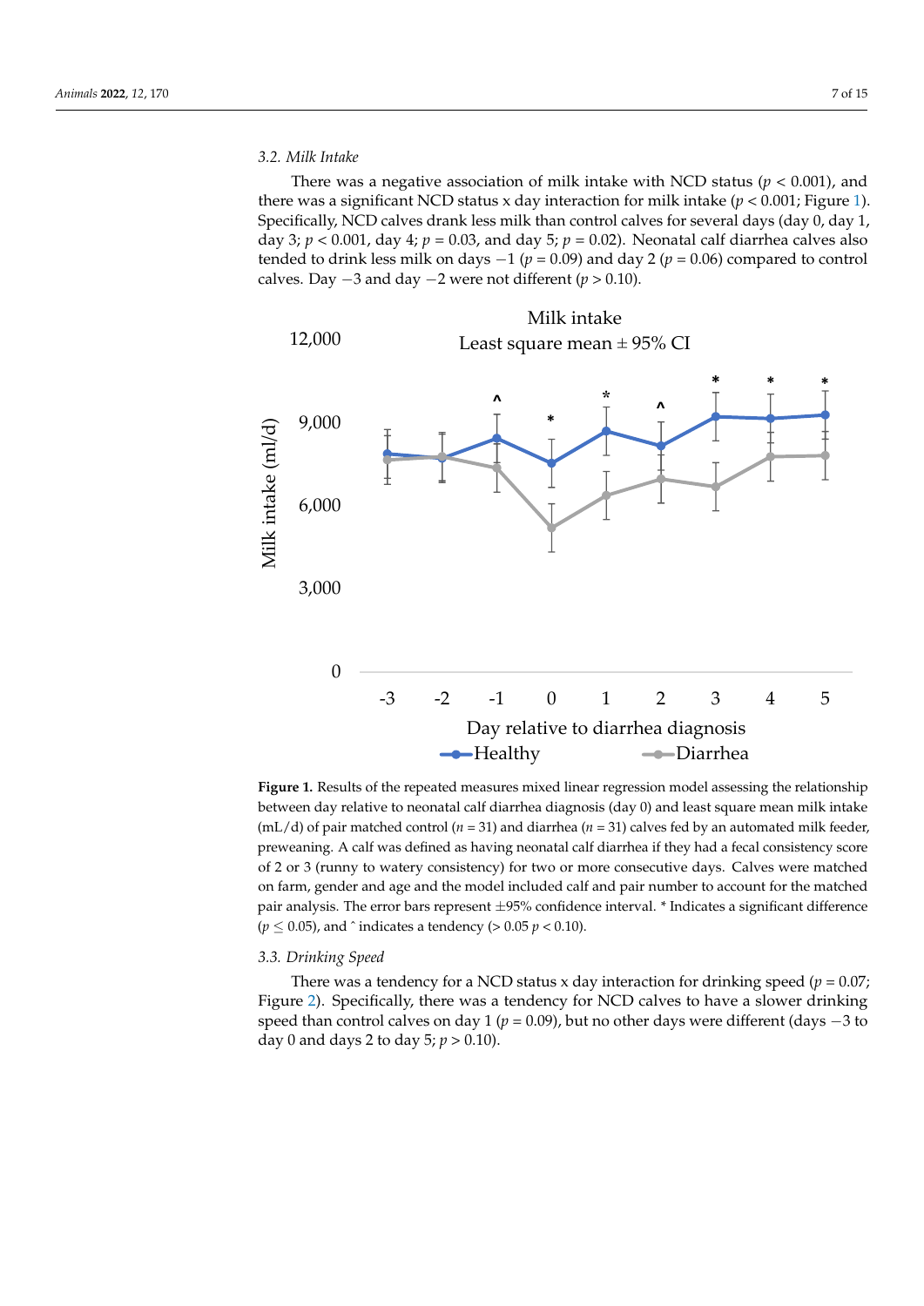### 3.2. Milk Intake

There was a negative association of milk intake with NCD status ($p < 0.001$), and there was a significant NCD status x day interaction for milk intake ($p < 0.001$; Figure 1). Specifically, NCD calves drank less milk than control calves for several days (day 0, day 1, day 3; $p < 0.001$, day 4; $p = 0.03$, and day 5; $p = 0.02$). Neonatal calf diarrhea calves also tended to drink less milk on days −1 ($p = 0.09$) and day 2 ($p = 0.06$) compared to control calves. Day −3 and day −2 were not different ($p > 0.10$).

**Figure 1.** Results of the repeated measures mixed linear regression model assessing the relationship between day relative to neonatal calf diarrhea diagnosis (day 0) and least square mean milk intake (mL/d) of pair matched control ($n = 31$) and diarrhea ($n = 31$) calves fed by an automated milk feeder, preweaning. A calf was defined as having neonatal calf diarrhea if they had a fecal consistency score of 2 or 3 (runny to watery consistency) for two or more consecutive days. Calves were matched on farm, gender and age and the model included calf and pair number to account for the matched pair analysis. The error bars represent ±95% confidence interval. * Indicates a significant difference ($p \leq 0.05$), and ^ indicates a tendency ($> 0.05$ $p < 0.10$).

### 3.3. Drinking Speed

There was a tendency for a NCD status x day interaction for drinking speed ($p = 0.07$; Figure 2). Specifically, there was a tendency for NCD calves to have a slower drinking speed than control calves on day 1 ($p = 0.09$), but no other days were different (days −3 to day 0 and days 2 to day 5; $p > 0.10$).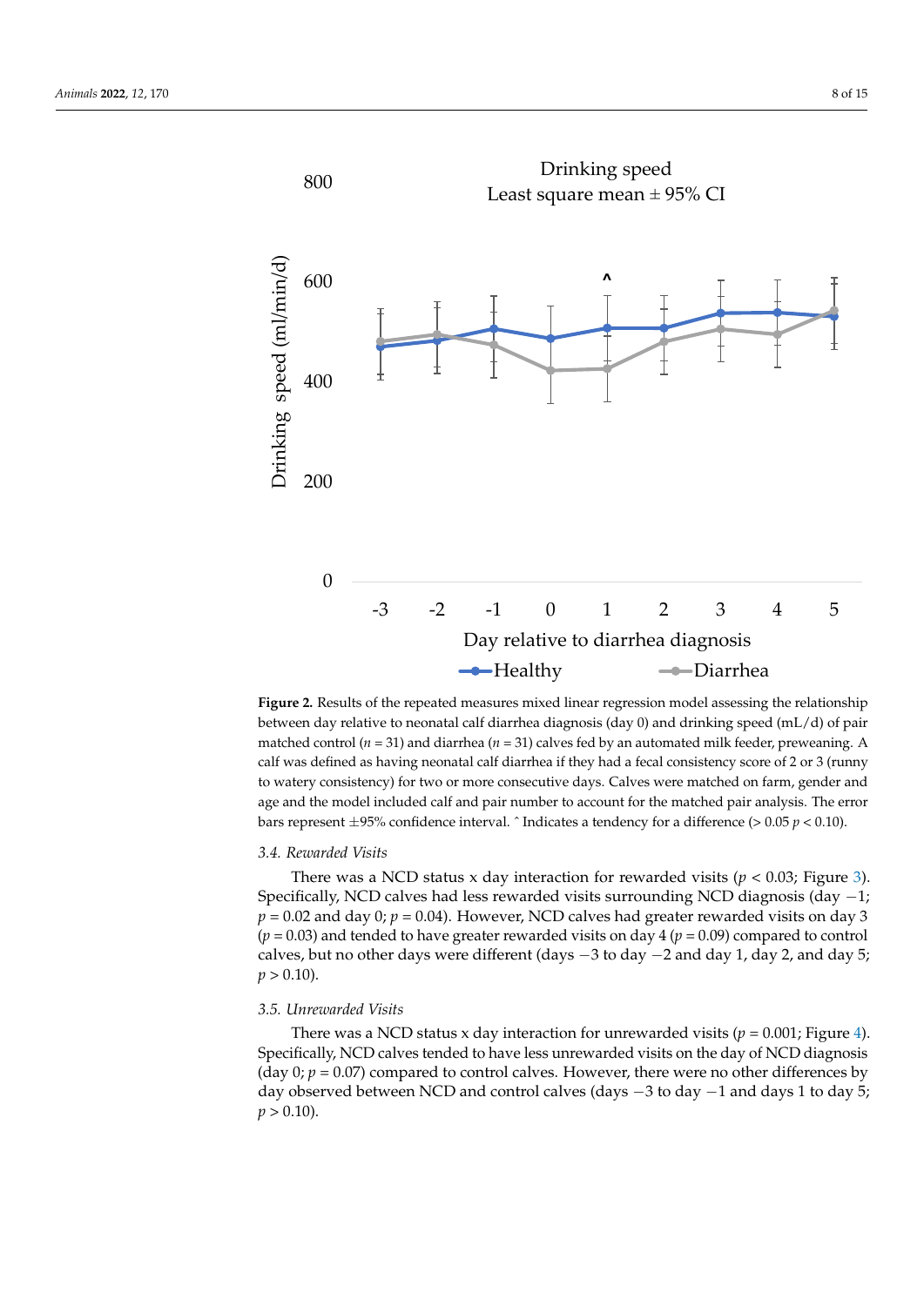Figure 2. Results of the repeated measures mixed linear regression model assessing the relationship between day relative to neonatal calf diarrhea diagnosis (day 0) and drinking speed (mL/d) of pair matched control ($n$ = 31) and diarrhea ($n$ = 31) calves fed by an automated milk feeder, preweaning. A calf was defined as having neonatal calf diarrhea if they had a fecal consistency score of 2 or 3 (runny to watery consistency) for two or more consecutive days. Calves were matched on farm, gender and age and the model included calf and pair number to account for the matched pair analysis. The error bars represent ±95% confidence interval. ^ Indicates a tendency for a difference (> 0.05 $p$ < 0.10).

### 3.4. Rewarded Visits

There was a NCD status x day interaction for rewarded visits ($p$ < 0.03; Figure 3). Specifically, NCD calves had less rewarded visits surrounding NCD diagnosis (day −1; $p$ = 0.02 and day 0; $p$ = 0.04). However, NCD calves had greater rewarded visits on day 3 ($p$ = 0.03) and tended to have greater rewarded visits on day 4 ($p$ = 0.09) compared to control calves, but no other days were different (days −3 to day −2 and day 1, day 2, and day 5; $p$ > 0.10).

### 3.5. Unrewarded Visits

There was a NCD status x day interaction for unrewarded visits ($p$ = 0.001; Figure 4). Specifically, NCD calves tended to have less unrewarded visits on the day of NCD diagnosis (day 0; $p$ = 0.07) compared to control calves. However, there were no other differences by day observed between NCD and control calves (days −3 to day −1 and days 1 to day 5; $p$ > 0.10).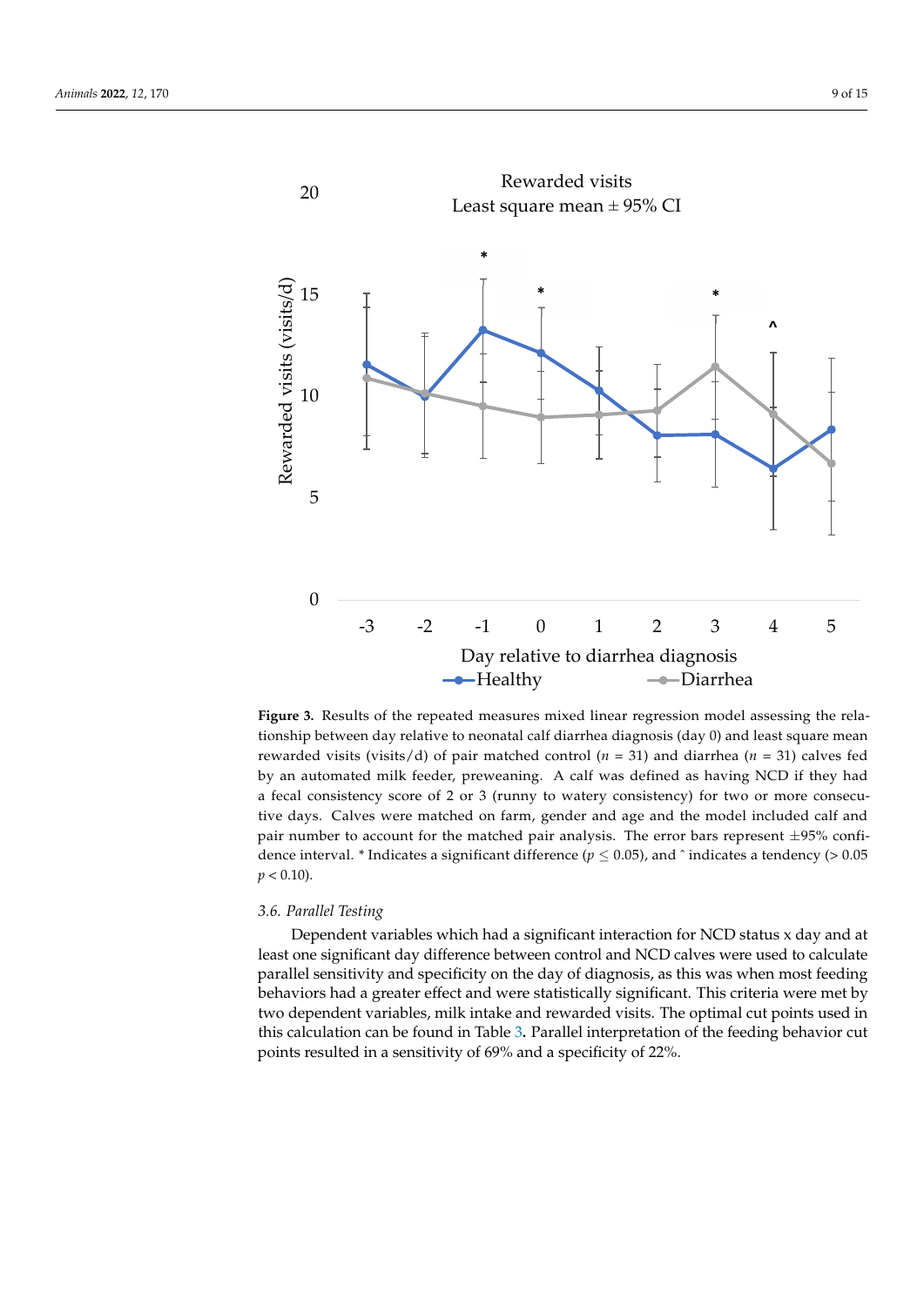**Figure 3.** Results of the repeated measures mixed linear regression model assessing the relationship between day relative to neonatal calf diarrhea diagnosis (day 0) and least square mean rewarded visits (visits/d) of pair matched control ($n$ = 31) and diarrhea ($n$ = 31) calves fed by an automated milk feeder, preweaning. A calf was defined as having NCD if they had a fecal consistency score of 2 or 3 (runny to watery consistency) for two or more consecutive days. Calves were matched on farm, gender and age and the model included calf and pair number to account for the matched pair analysis. The error bars represent ±95% confidence interval. * Indicates a significant difference ($p \leq 0.05$), and ^ indicates a tendency (> 0.05 $p < 0.10$).

### 3.6. Parallel Testing

Dependent variables which had a significant interaction for NCD status x day and at least one significant day difference between control and NCD calves were used to calculate parallel sensitivity and specificity on the day of diagnosis, as this was when most feeding behaviors had a greater effect and were statistically significant. This criteria were met by two dependent variables, milk intake and rewarded visits. The optimal cut points used in this calculation can be found in Table 3. Parallel interpretation of the feeding behavior cut points resulted in a sensitivity of 69% and a specificity of 22%.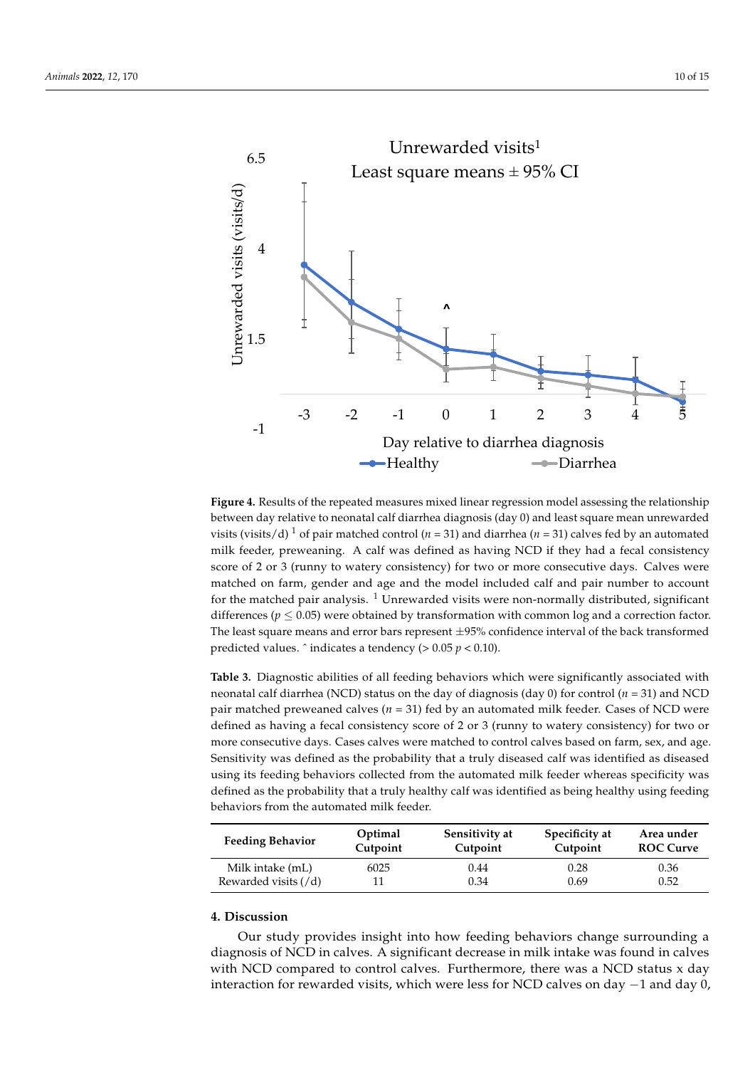**Figure 4.** Results of the repeated measures mixed linear regression model assessing the relationship between day relative to neonatal calf diarrhea diagnosis (day 0) and least square mean unrewarded visits (visits/d) [1] of pair matched control ($n$ = 31) and diarrhea ($n$ = 31) calves fed by an automated milk feeder, preweaning. A calf was defined as having NCD if they had a fecal consistency score of 2 or 3 (runny to watery consistency) for two or more consecutive days. Calves were matched on farm, gender and age and the model included calf and pair number to account for the matched pair analysis. [1] Unrewarded visits were non-normally distributed, significant differences ($p \leq 0.05$) were obtained by transformation with common log and a correction factor. The least square means and error bars represent ±95% confidence interval of the back transformed predicted values. ^ indicates a tendency (> 0.05 $p$ < 0.10).

**Table 3.** Diagnostic abilities of all feeding behaviors which were significantly associated with neonatal calf diarrhea (NCD) status on the day of diagnosis (day 0) for control ($n$ = 31) and NCD pair matched preweaned calves ($n$ = 31) fed by an automated milk feeder. Cases of NCD were defined as having a fecal consistency score of 2 or 3 (runny to watery consistency) for two or more consecutive days. Cases calves were matched to control calves based on farm, sex, and age. Sensitivity was defined as the probability that a truly diseased calf was identified as diseased using its feeding behaviors collected from the automated milk feeder whereas specificity was defined as the probability that a truly healthy calf was identified as being healthy using feeding behaviors from the automated milk feeder.

| Feeding Behavior | Optimal Cutpoint | Sensitivity at Cutpoint | Specificity at Cutpoint | Area under ROC Curve |
|---|---|---|---|---|
| Milk intake (mL) | 6025 | 0.44 | 0.28 | 0.36 |
| Rewarded visits (/d) | 11 | 0.34 | 0.69 | 0.52 |

## 4. Discussion

Our study provides insight into how feeding behaviors change surrounding a diagnosis of NCD in calves. A significant decrease in milk intake was found in calves with NCD compared to control calves. Furthermore, there was a NCD status x day interaction for rewarded visits, which were less for NCD calves on day −1 and day 0,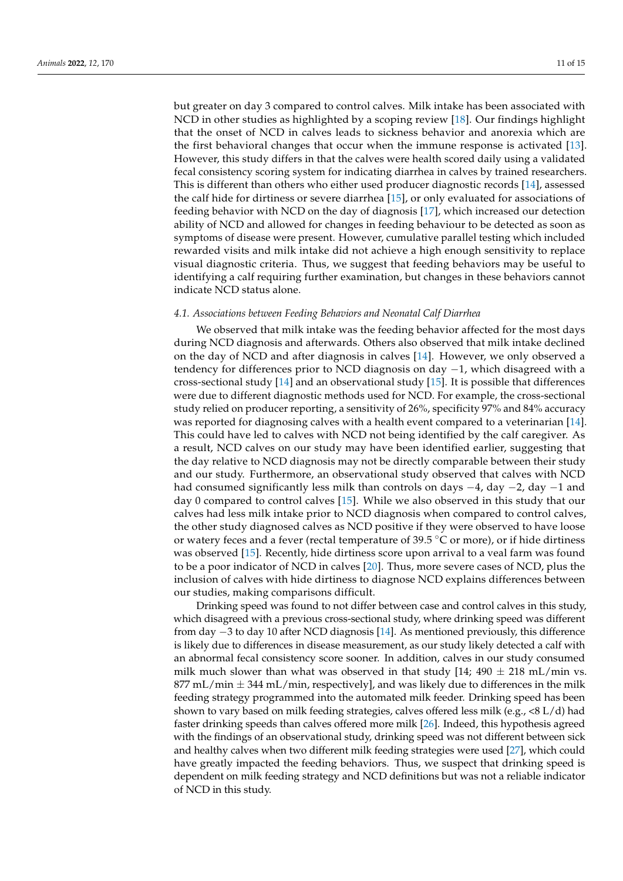but greater on day 3 compared to control calves. Milk intake has been associated with NCD in other studies as highlighted by a scoping review [18]. Our findings highlight that the onset of NCD in calves leads to sickness behavior and anorexia which are the first behavioral changes that occur when the immune response is activated [13]. However, this study differs in that the calves were health scored daily using a validated fecal consistency scoring system for indicating diarrhea in calves by trained researchers. This is different than others who either used producer diagnostic records [14], assessed the calf hide for dirtiness or severe diarrhea [15], or only evaluated for associations of feeding behavior with NCD on the day of diagnosis [17], which increased our detection ability of NCD and allowed for changes in feeding behaviour to be detected as soon as symptoms of disease were present. However, cumulative parallel testing which included rewarded visits and milk intake did not achieve a high enough sensitivity to replace visual diagnostic criteria. Thus, we suggest that feeding behaviors may be useful to identifying a calf requiring further examination, but changes in these behaviors cannot indicate NCD status alone.

### *4.1. Associations between Feeding Behaviors and Neonatal Calf Diarrhea*

We observed that milk intake was the feeding behavior affected for the most days during NCD diagnosis and afterwards. Others also observed that milk intake declined on the day of NCD and after diagnosis in calves [14]. However, we only observed a tendency for differences prior to NCD diagnosis on day −1, which disagreed with a cross-sectional study [14] and an observational study [15]. It is possible that differences were due to different diagnostic methods used for NCD. For example, the cross-sectional study relied on producer reporting, a sensitivity of 26%, specificity 97% and 84% accuracy was reported for diagnosing calves with a health event compared to a veterinarian [14]. This could have led to calves with NCD not being identified by the calf caregiver. As a result, NCD calves on our study may have been identified earlier, suggesting that the day relative to NCD diagnosis may not be directly comparable between their study and our study. Furthermore, an observational study observed that calves with NCD had consumed significantly less milk than controls on days −4, day −2, day −1 and day 0 compared to control calves [15]. While we also observed in this study that our calves had less milk intake prior to NCD diagnosis when compared to control calves, the other study diagnosed calves as NCD positive if they were observed to have loose or watery feces and a fever (rectal temperature of 39.5 °C or more), or if hide dirtiness was observed [15]. Recently, hide dirtiness score upon arrival to a veal farm was found to be a poor indicator of NCD in calves [20]. Thus, more severe cases of NCD, plus the inclusion of calves with hide dirtiness to diagnose NCD explains differences between our studies, making comparisons difficult.

Drinking speed was found to not differ between case and control calves in this study, which disagreed with a previous cross-sectional study, where drinking speed was different from day −3 to day 10 after NCD diagnosis [14]. As mentioned previously, this difference is likely due to differences in disease measurement, as our study likely detected a calf with an abnormal fecal consistency score sooner. In addition, calves in our study consumed milk much slower than what was observed in that study [14; 490 ± 218 mL/min vs. 877 mL/min ± 344 mL/min, respectively], and was likely due to differences in the milk feeding strategy programmed into the automated milk feeder. Drinking speed has been shown to vary based on milk feeding strategies, calves offered less milk (e.g., <8 L/d) had faster drinking speeds than calves offered more milk [26]. Indeed, this hypothesis agreed with the findings of an observational study, drinking speed was not different between sick and healthy calves when two different milk feeding strategies were used [27], which could have greatly impacted the feeding behaviors. Thus, we suspect that drinking speed is dependent on milk feeding strategy and NCD definitions but was not a reliable indicator of NCD in this study.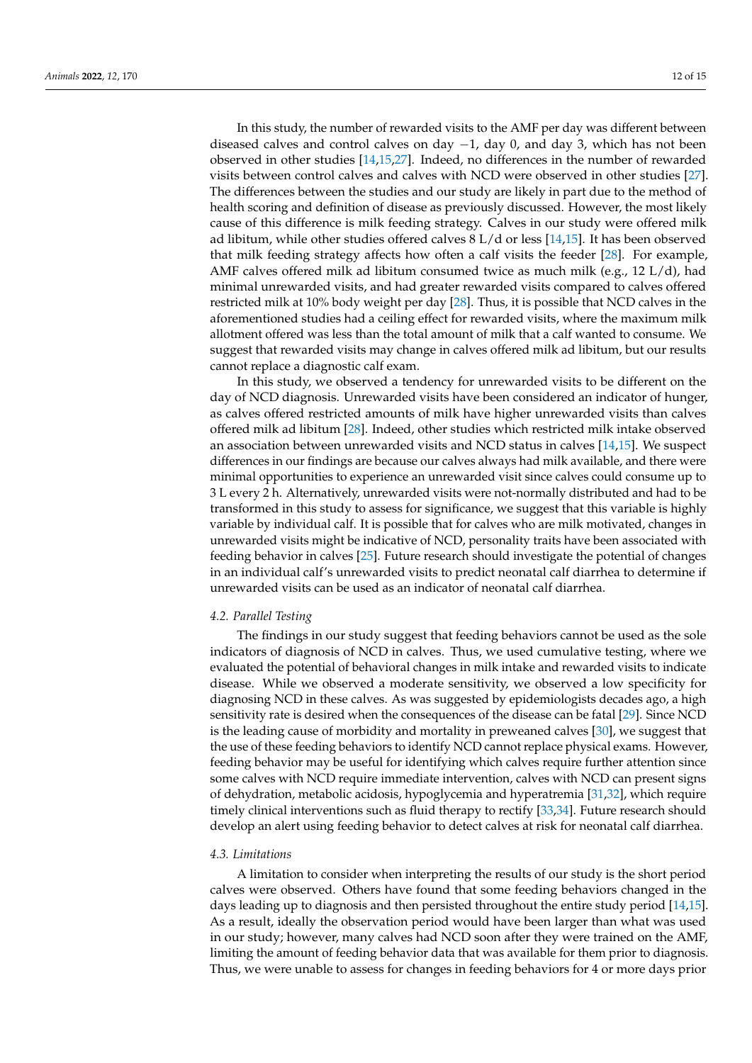In this study, the number of rewarded visits to the AMF per day was different between diseased calves and control calves on day −1, day 0, and day 3, which has not been observed in other studies [14,15,27]. Indeed, no differences in the number of rewarded visits between control calves and calves with NCD were observed in other studies [27]. The differences between the studies and our study are likely in part due to the method of health scoring and definition of disease as previously discussed. However, the most likely cause of this difference is milk feeding strategy. Calves in our study were offered milk ad libitum, while other studies offered calves 8 L/d or less [14,15]. It has been observed that milk feeding strategy affects how often a calf visits the feeder [28]. For example, AMF calves offered milk ad libitum consumed twice as much milk (e.g., 12 L/d), had minimal unrewarded visits, and had greater rewarded visits compared to calves offered restricted milk at 10% body weight per day [28]. Thus, it is possible that NCD calves in the aforementioned studies had a ceiling effect for rewarded visits, where the maximum milk allotment offered was less than the total amount of milk that a calf wanted to consume. We suggest that rewarded visits may change in calves offered milk ad libitum, but our results cannot replace a diagnostic calf exam.

In this study, we observed a tendency for unrewarded visits to be different on the day of NCD diagnosis. Unrewarded visits have been considered an indicator of hunger, as calves offered restricted amounts of milk have higher unrewarded visits than calves offered milk ad libitum [28]. Indeed, other studies which restricted milk intake observed an association between unrewarded visits and NCD status in calves [14,15]. We suspect differences in our findings are because our calves always had milk available, and there were minimal opportunities to experience an unrewarded visit since calves could consume up to 3 L every 2 h. Alternatively, unrewarded visits were not-normally distributed and had to be transformed in this study to assess for significance, we suggest that this variable is highly variable by individual calf. It is possible that for calves who are milk motivated, changes in unrewarded visits might be indicative of NCD, personality traits have been associated with feeding behavior in calves [25]. Future research should investigate the potential of changes in an individual calf's unrewarded visits to predict neonatal calf diarrhea to determine if unrewarded visits can be used as an indicator of neonatal calf diarrhea.

### *4.2. Parallel Testing*

The findings in our study suggest that feeding behaviors cannot be used as the sole indicators of diagnosis of NCD in calves. Thus, we used cumulative testing, where we evaluated the potential of behavioral changes in milk intake and rewarded visits to indicate disease. While we observed a moderate sensitivity, we observed a low specificity for diagnosing NCD in these calves. As was suggested by epidemiologists decades ago, a high sensitivity rate is desired when the consequences of the disease can be fatal [29]. Since NCD is the leading cause of morbidity and mortality in preweaned calves [30], we suggest that the use of these feeding behaviors to identify NCD cannot replace physical exams. However, feeding behavior may be useful for identifying which calves require further attention since some calves with NCD require immediate intervention, calves with NCD can present signs of dehydration, metabolic acidosis, hypoglycemia and hyperatremia [31,32], which require timely clinical interventions such as fluid therapy to rectify [33,34]. Future research should develop an alert using feeding behavior to detect calves at risk for neonatal calf diarrhea.

### *4.3. Limitations*

A limitation to consider when interpreting the results of our study is the short period calves were observed. Others have found that some feeding behaviors changed in the days leading up to diagnosis and then persisted throughout the entire study period [14,15]. As a result, ideally the observation period would have been larger than what was used in our study; however, many calves had NCD soon after they were trained on the AMF, limiting the amount of feeding behavior data that was available for them prior to diagnosis. Thus, we were unable to assess for changes in feeding behaviors for 4 or more days prior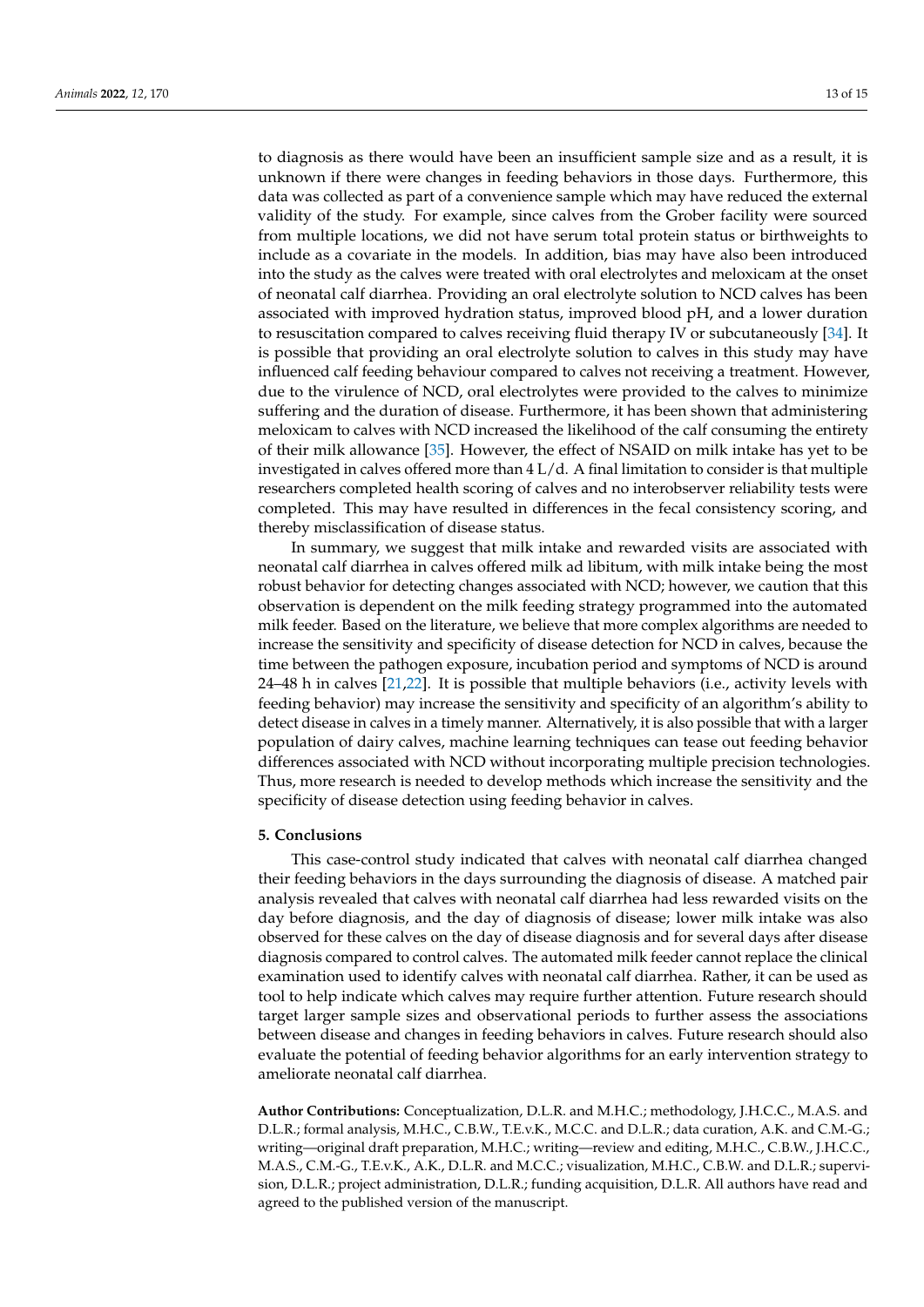to diagnosis as there would have been an insufficient sample size and as a result, it is unknown if there were changes in feeding behaviors in those days. Furthermore, this data was collected as part of a convenience sample which may have reduced the external validity of the study. For example, since calves from the Grober facility were sourced from multiple locations, we did not have serum total protein status or birthweights to include as a covariate in the models. In addition, bias may have also been introduced into the study as the calves were treated with oral electrolytes and meloxicam at the onset of neonatal calf diarrhea. Providing an oral electrolyte solution to NCD calves has been associated with improved hydration status, improved blood pH, and a lower duration to resuscitation compared to calves receiving fluid therapy IV or subcutaneously [34]. It is possible that providing an oral electrolyte solution to calves in this study may have influenced calf feeding behaviour compared to calves not receiving a treatment. However, due to the virulence of NCD, oral electrolytes were provided to the calves to minimize suffering and the duration of disease. Furthermore, it has been shown that administering meloxicam to calves with NCD increased the likelihood of the calf consuming the entirety of their milk allowance [35]. However, the effect of NSAID on milk intake has yet to be investigated in calves offered more than 4 L/d. A final limitation to consider is that multiple researchers completed health scoring of calves and no interobserver reliability tests were completed. This may have resulted in differences in the fecal consistency scoring, and thereby misclassification of disease status.

In summary, we suggest that milk intake and rewarded visits are associated with neonatal calf diarrhea in calves offered milk ad libitum, with milk intake being the most robust behavior for detecting changes associated with NCD; however, we caution that this observation is dependent on the milk feeding strategy programmed into the automated milk feeder. Based on the literature, we believe that more complex algorithms are needed to increase the sensitivity and specificity of disease detection for NCD in calves, because the time between the pathogen exposure, incubation period and symptoms of NCD is around 24–48 h in calves [21,22]. It is possible that multiple behaviors (i.e., activity levels with feeding behavior) may increase the sensitivity and specificity of an algorithm's ability to detect disease in calves in a timely manner. Alternatively, it is also possible that with a larger population of dairy calves, machine learning techniques can tease out feeding behavior differences associated with NCD without incorporating multiple precision technologies. Thus, more research is needed to develop methods which increase the sensitivity and the specificity of disease detection using feeding behavior in calves.

## 5. Conclusions

This case-control study indicated that calves with neonatal calf diarrhea changed their feeding behaviors in the days surrounding the diagnosis of disease. A matched pair analysis revealed that calves with neonatal calf diarrhea had less rewarded visits on the day before diagnosis, and the day of diagnosis of disease; lower milk intake was also observed for these calves on the day of disease diagnosis and for several days after disease diagnosis compared to control calves. The automated milk feeder cannot replace the clinical examination used to identify calves with neonatal calf diarrhea. Rather, it can be used as tool to help indicate which calves may require further attention. Future research should target larger sample sizes and observational periods to further assess the associations between disease and changes in feeding behaviors in calves. Future research should also evaluate the potential of feeding behavior algorithms for an early intervention strategy to ameliorate neonatal calf diarrhea.

**Author Contributions:** Conceptualization, D.L.R. and M.H.C.; methodology, J.H.C.C., M.A.S. and D.L.R.; formal analysis, M.H.C., C.B.W., T.E.v.K., M.C.C. and D.L.R.; data curation, A.K. and C.M.-G.; writing—original draft preparation, M.H.C.; writing—review and editing, M.H.C., C.B.W., J.H.C.C., M.A.S., C.M.-G., T.E.v.K., A.K., D.L.R. and M.C.C.; visualization, M.H.C., C.B.W. and D.L.R.; supervision, D.L.R.; project administration, D.L.R.; funding acquisition, D.L.R. All authors have read and agreed to the published version of the manuscript.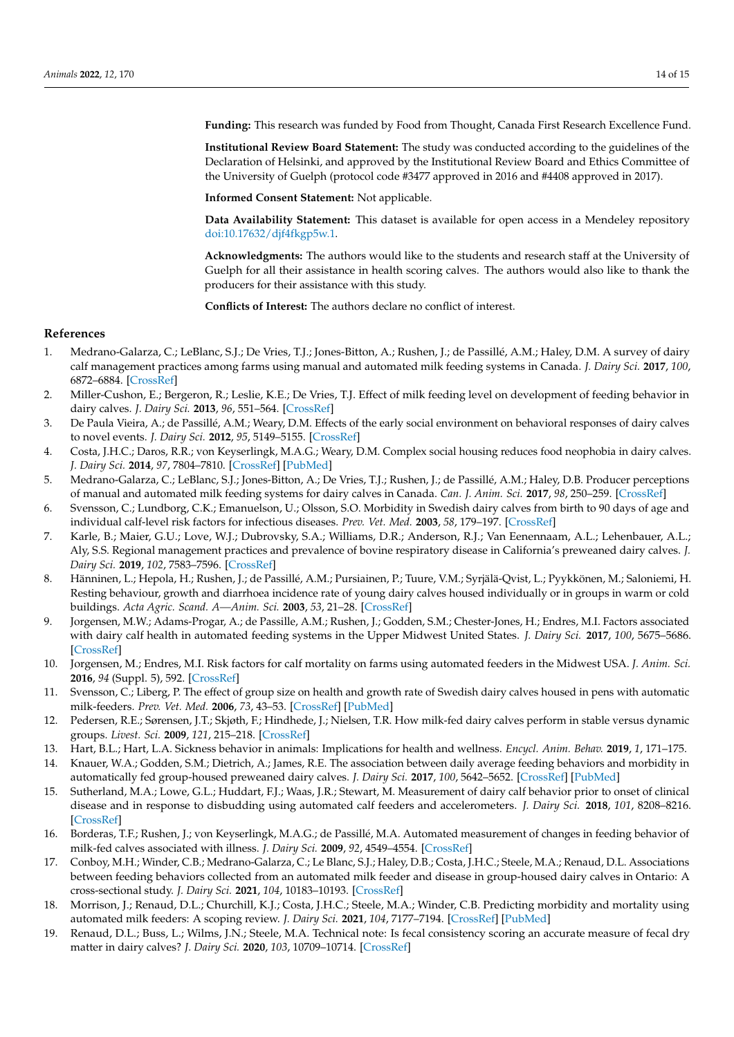**Funding:** This research was funded by Food from Thought, Canada First Research Excellence Fund.

**Institutional Review Board Statement:** The study was conducted according to the guidelines of the Declaration of Helsinki, and approved by the Institutional Review Board and Ethics Committee of the University of Guelph (protocol code #3477 approved in 2016 and #4408 approved in 2017).

**Informed Consent Statement:** Not applicable.

**Data Availability Statement:** This dataset is available for open access in a Mendeley repository doi:10.17632/djf4fkgp5w.1.

**Acknowledgments:** The authors would like to the students and research staff at the University of Guelph for all their assistance in health scoring calves. The authors would also like to thank the producers for their assistance with this study.

**Conflicts of Interest:** The authors declare no conflict of interest.

## References

1. Medrano-Galarza, C.; LeBlanc, S.J.; De Vries, T.J.; Jones-Bitton, A.; Rushen, J.; de Passillé, A.M.; Haley, D.M. A survey of dairy calf management practices among farms using manual and automated milk feeding systems in Canada. *J. Dairy Sci.* **2017**, *100*, 6872–6884. [CrossRef]
2. Miller-Cushon, E.; Bergeron, R.; Leslie, K.E.; De Vries, T.J. Effect of milk feeding level on development of feeding behavior in dairy calves. *J. Dairy Sci.* **2013**, *96*, 551–564. [CrossRef]
3. De Paula Vieira, A.; de Passillé, A.M.; Weary, D.M. Effects of the early social environment on behavioral responses of dairy calves to novel events. *J. Dairy Sci.* **2012**, *95*, 5149–5155. [CrossRef]
4. Costa, J.H.C.; Daros, R.R.; von Keyserlingk, M.A.G.; Weary, D.M. Complex social housing reduces food neophobia in dairy calves. *J. Dairy Sci.* **2014**, *97*, 7804–7810. [CrossRef] [PubMed]
5. Medrano-Galarza, C.; LeBlanc, S.J.; Jones-Bitton, A.; De Vries, T.J.; Rushen, J.; de Passillé, A.M.; Haley, D.B. Producer perceptions of manual and automated milk feeding systems for dairy calves in Canada. *Can. J. Anim. Sci.* **2017**, *98*, 250–259. [CrossRef]
6. Svensson, C.; Lundborg, C.K.; Emanuelson, U.; Olsson, S.O. Morbidity in Swedish dairy calves from birth to 90 days of age and individual calf-level risk factors for infectious diseases. *Prev. Vet. Med.* **2003**, *58*, 179–197. [CrossRef]
7. Karle, B.; Maier, G.U.; Love, W.J.; Dubrovsky, S.A.; Williams, D.R.; Anderson, R.J.; Van Eenennaam, A.L.; Lehenbauer, A.L.; Aly, S.S. Regional management practices and prevalence of bovine respiratory disease in California's preweaned dairy calves. *J. Dairy Sci.* **2019**, *102*, 7583–7596. [CrossRef]
8. Hänninen, L.; Hepola, H.; Rushen, J.; de Passillé, A.M.; Pursiainen, P.; Tuure, V.M.; Syrjälä-Qvist, L.; Pyykkönen, M.; Saloniemi, H. Resting behaviour, growth and diarrhoea incidence rate of young dairy calves housed individually or in groups in warm or cold buildings. *Acta Agric. Scand. A—Anim. Sci.* **2003**, *53*, 21–28. [CrossRef]
9. Jorgensen, M.W.; Adams-Progar, A.; de Passille, A.M.; Rushen, J.; Godden, S.M.; Chester-Jones, H.; Endres, M.I. Factors associated with dairy calf health in automated feeding systems in the Upper Midwest United States. *J. Dairy Sci.* **2017**, *100*, 5675–5686. [CrossRef]
10. Jorgensen, M.; Endres, M.I. Risk factors for calf mortality on farms using automated feeders in the Midwest USA. *J. Anim. Sci.* **2016**, *94* (Suppl. 5), 592. [CrossRef]
11. Svensson, C.; Liberg, P. The effect of group size on health and growth rate of Swedish dairy calves housed in pens with automatic milk-feeders. *Prev. Vet. Med.* **2006**, *73*, 43–53. [CrossRef] [PubMed]
12. Pedersen, R.E.; Sørensen, J.T.; Skjøth, F.; Hindhede, J.; Nielsen, T.R. How milk-fed dairy calves perform in stable versus dynamic groups. *Livest. Sci.* **2009**, *121*, 215–218. [CrossRef]
13. Hart, B.L.; Hart, L.A. Sickness behavior in animals: Implications for health and wellness. *Encycl. Anim. Behav.* **2019**, *1*, 171–175.
14. Knauer, W.A.; Godden, S.M.; Dietrich, A.; James, R.E. The association between daily average feeding behaviors and morbidity in automatically fed group-housed preweaned dairy calves. *J. Dairy Sci.* **2017**, *100*, 5642–5652. [CrossRef] [PubMed]
15. Sutherland, M.A.; Lowe, G.L.; Huddart, F.J.; Waas, J.R.; Stewart, M. Measurement of dairy calf behavior prior to onset of clinical disease and in response to disbudding using automated calf feeders and accelerometers. *J. Dairy Sci.* **2018**, *101*, 8208–8216. [CrossRef]
16. Borderas, T.F.; Rushen, J.; von Keyserlingk, M.A.G.; de Passillé, M.A. Automated measurement of changes in feeding behavior of milk-fed calves associated with illness. *J. Dairy Sci.* **2009**, *92*, 4549–4554. [CrossRef]
17. Conboy, M.H.; Winder, C.B.; Medrano-Galarza, C.; Le Blanc, S.J.; Haley, D.B.; Costa, J.H.C.; Steele, M.A.; Renaud, D.L. Associations between feeding behaviors collected from an automated milk feeder and disease in group-housed dairy calves in Ontario: A cross-sectional study. *J. Dairy Sci.* **2021**, *104*, 10183–10193. [CrossRef]
18. Morrison, J.; Renaud, D.L.; Churchill, K.J.; Costa, J.H.C.; Steele, M.A.; Winder, C.B. Predicting morbidity and mortality using automated milk feeders: A scoping review. *J. Dairy Sci.* **2021**, *104*, 7177–7194. [CrossRef] [PubMed]
19. Renaud, D.L.; Buss, L.; Wilms, J.N.; Steele, M.A. Technical note: Is fecal consistency scoring an accurate measure of fecal dry matter in dairy calves? *J. Dairy Sci.* **2020**, *103*, 10709–10714. [CrossRef]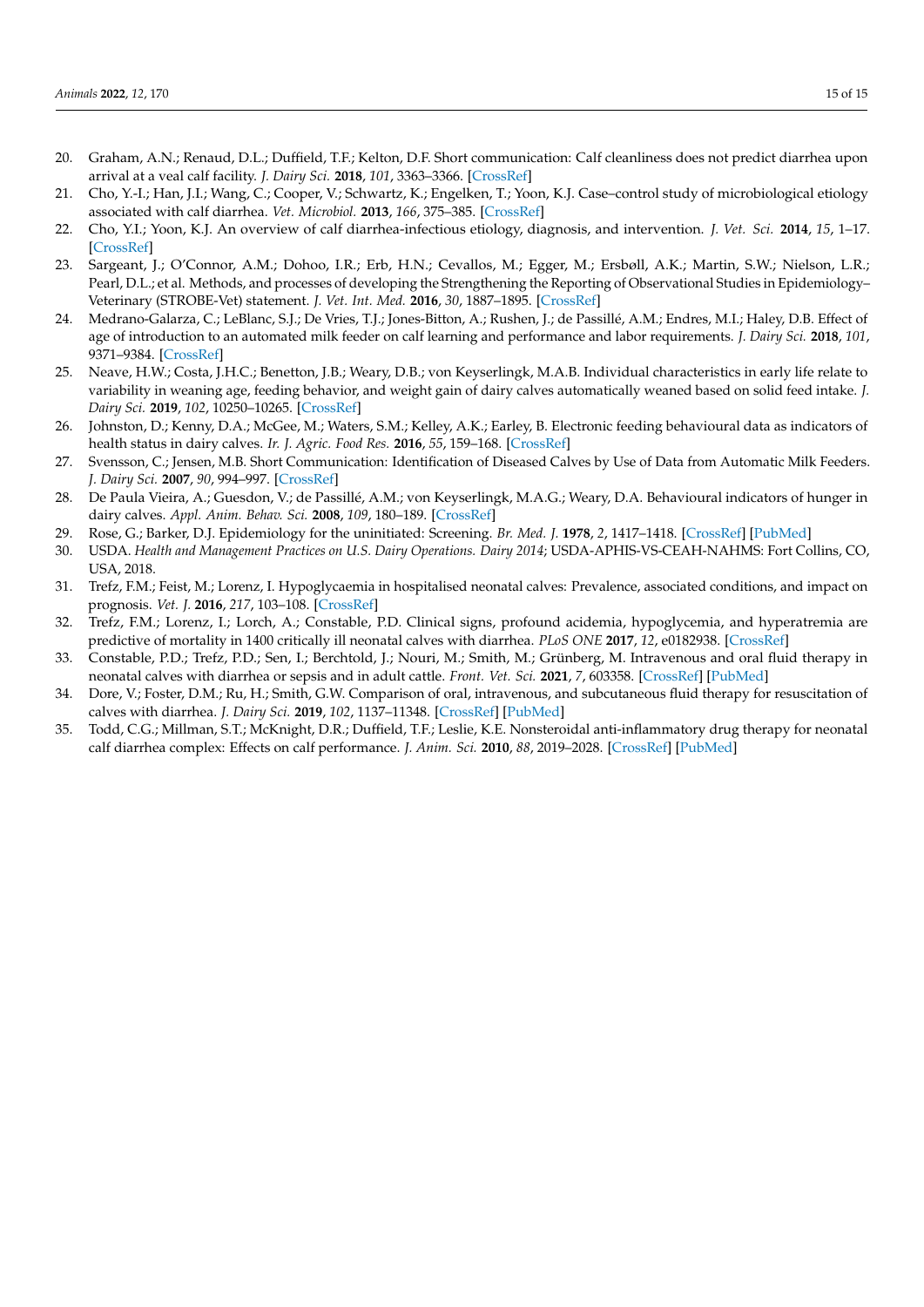20. Graham, A.N.; Renaud, D.L.; Duffield, T.F.; Kelton, D.F. Short communication: Calf cleanliness does not predict diarrhea upon arrival at a veal calf facility. *J. Dairy Sci.* **2018**, *101*, 3363–3366. [CrossRef]
21. Cho, Y.-I.; Han, J.I.; Wang, C.; Cooper, V.; Schwartz, K.; Engelken, T.; Yoon, K.J. Case–control study of microbiological etiology associated with calf diarrhea. *Vet. Microbiol.* **2013**, *166*, 375–385. [CrossRef]
22. Cho, Y.I.; Yoon, K.J. An overview of calf diarrhea-infectious etiology, diagnosis, and intervention. *J. Vet. Sci.* **2014**, *15*, 1–17. [CrossRef]
23. Sargeant, J.; O'Connor, A.M.; Dohoo, I.R.; Erb, H.N.; Cevallos, M.; Egger, M.; Ersbøll, A.K.; Martin, S.W.; Nielson, L.R.; Pearl, D.L.; et al. Methods, and processes of developing the Strengthening the Reporting of Observational Studies in Epidemiology–Veterinary (STROBE-Vet) statement. *J. Vet. Int. Med.* **2016**, *30*, 1887–1895. [CrossRef]
24. Medrano-Galarza, C.; LeBlanc, S.J.; De Vries, T.J.; Jones-Bitton, A.; Rushen, J.; de Passillé, A.M.; Endres, M.I.; Haley, D.B. Effect of age of introduction to an automated milk feeder on calf learning and performance and labor requirements. *J. Dairy Sci.* **2018**, *101*, 9371–9384. [CrossRef]
25. Neave, H.W.; Costa, J.H.C.; Benetton, J.B.; Weary, D.B.; von Keyserlingk, M.A.B. Individual characteristics in early life relate to variability in weaning age, feeding behavior, and weight gain of dairy calves automatically weaned based on solid feed intake. *J. Dairy Sci.* **2019**, *102*, 10250–10265. [CrossRef]
26. Johnston, D.; Kenny, D.A.; McGee, M.; Waters, S.M.; Kelley, A.K.; Earley, B. Electronic feeding behavioural data as indicators of health status in dairy calves. *Ir. J. Agric. Food Res.* **2016**, *55*, 159–168. [CrossRef]
27. Svensson, C.; Jensen, M.B. Short Communication: Identification of Diseased Calves by Use of Data from Automatic Milk Feeders. *J. Dairy Sci.* **2007**, *90*, 994–997. [CrossRef]
28. De Paula Vieira, A.; Guesdon, V.; de Passillé, A.M.; von Keyserlingk, M.A.G.; Weary, D.A. Behavioural indicators of hunger in dairy calves. *Appl. Anim. Behav. Sci.* **2008**, *109*, 180–189. [CrossRef]
29. Rose, G.; Barker, D.J. Epidemiology for the uninitiated: Screening. *Br. Med. J.* **1978**, *2*, 1417–1418. [CrossRef] [PubMed]
30. USDA. *Health and Management Practices on U.S. Dairy Operations. Dairy 2014*; USDA-APHIS-VS-CEAH-NAHMS: Fort Collins, CO, USA, 2018.
31. Trefz, F.M.; Feist, M.; Lorenz, I. Hypoglycaemia in hospitalised neonatal calves: Prevalence, associated conditions, and impact on prognosis. *Vet. J.* **2016**, *217*, 103–108. [CrossRef]
32. Trefz, F.M.; Lorenz, I.; Lorch, A.; Constable, P.D. Clinical signs, profound acidemia, hypoglycemia, and hyperatremia are predictive of mortality in 1400 critically ill neonatal calves with diarrhea. *PLoS ONE* **2017**, *12*, e0182938. [CrossRef]
33. Constable, P.D.; Trefz, P.D.; Sen, I.; Berchtold, J.; Nouri, M.; Smith, M.; Grünberg, M. Intravenous and oral fluid therapy in neonatal calves with diarrhea or sepsis and in adult cattle. *Front. Vet. Sci.* **2021**, *7*, 603358. [CrossRef] [PubMed]
34. Dore, V.; Foster, D.M.; Ru, H.; Smith, G.W. Comparison of oral, intravenous, and subcutaneous fluid therapy for resuscitation of calves with diarrhea. *J. Dairy Sci.* **2019**, *102*, 1137–11348. [CrossRef] [PubMed]
35. Todd, C.G.; Millman, S.T.; McKnight, D.R.; Duffield, T.F.; Leslie, K.E. Nonsteroidal anti-inflammatory drug therapy for neonatal calf diarrhea complex: Effects on calf performance. *J. Anim. Sci.* **2010**, *88*, 2019–2028. [CrossRef] [PubMed]